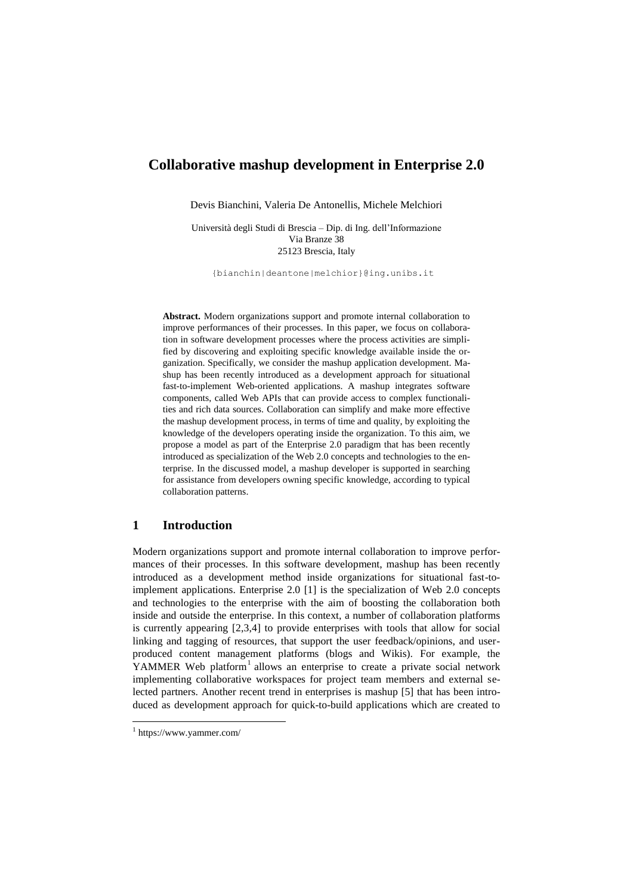# Collaborative mashup development in Enterprise 2.0

Devis Bianchini, Valeria De Antonellis, Michele Melchiori

Università degli Studi di Brescia – Dip. di Ing. dell'Informazione
Via Branze 38
25123 Brescia, Italy

{bianchin|deantone|melchior}@ing.unibs.it

**Abstract.** Modern organizations support and promote internal collaboration to improve performances of their processes. In this paper, we focus on collaboration in software development processes where the process activities are simplified by discovering and exploiting specific knowledge available inside the organization. Specifically, we consider the mashup application development. Mashup has been recently introduced as a development approach for situational fast-to-implement Web-oriented applications. A mashup integrates software components, called Web APIs that can provide access to complex functionalities and rich data sources. Collaboration can simplify and make more effective the mashup development process, in terms of time and quality, by exploiting the knowledge of the developers operating inside the organization. To this aim, we propose a model as part of the Enterprise 2.0 paradigm that has been recently introduced as specialization of the Web 2.0 concepts and technologies to the enterprise. In the discussed model, a mashup developer is supported in searching for assistance from developers owning specific knowledge, according to typical collaboration patterns.

## 1 Introduction

Modern organizations support and promote internal collaboration to improve performances of their processes. In this software development, mashup has been recently introduced as a development method inside organizations for situational fast-to-implement applications. Enterprise 2.0 [1] is the specialization of Web 2.0 concepts and technologies to the enterprise with the aim of boosting the collaboration both inside and outside the enterprise. In this context, a number of collaboration platforms is currently appearing [2,3,4] to provide enterprises with tools that allow for social linking and tagging of resources, that support the user feedback/opinions, and user-produced content management platforms (blogs and Wikis). For example, the YAMMER Web platform[1] allows an enterprise to create a private social network implementing collaborative workspaces for project team members and external selected partners. Another recent trend in enterprises is mashup [5] that has been introduced as development approach for quick-to-build applications which are created to

[1] https://www.yammer.com/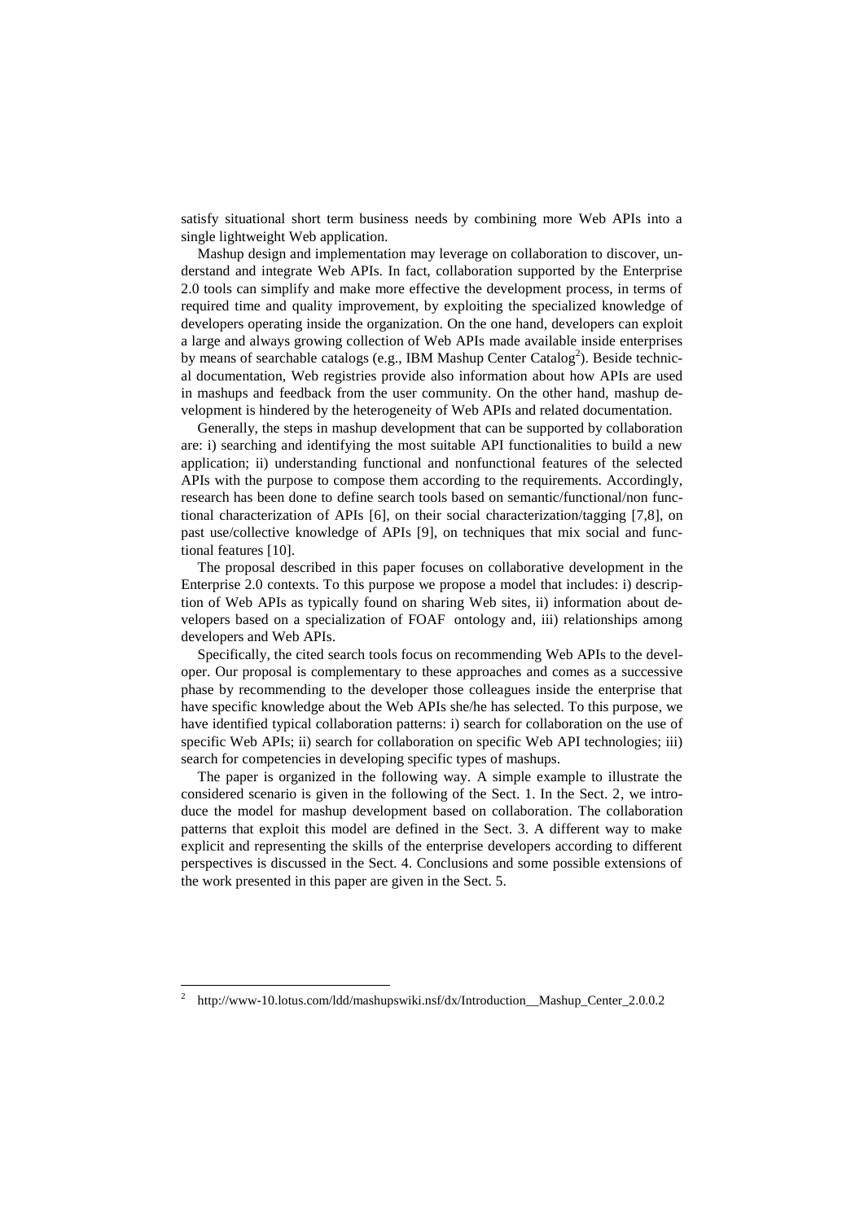satisfy situational short term business needs by combining more Web APIs into a single lightweight Web application.

Mashup design and implementation may leverage on collaboration to discover, understand and integrate Web APIs. In fact, collaboration supported by the Enterprise 2.0 tools can simplify and make more effective the development process, in terms of required time and quality improvement, by exploiting the specialized knowledge of developers operating inside the organization. On the one hand, developers can exploit a large and always growing collection of Web APIs made available inside enterprises by means of searchable catalogs (e.g., IBM Mashup Center Catalog[2]). Beside technical documentation, Web registries provide also information about how APIs are used in mashups and feedback from the user community. On the other hand, mashup development is hindered by the heterogeneity of Web APIs and related documentation.

Generally, the steps in mashup development that can be supported by collaboration are: i) searching and identifying the most suitable API functionalities to build a new application; ii) understanding functional and nonfunctional features of the selected APIs with the purpose to compose them according to the requirements. Accordingly, research has been done to define search tools based on semantic/functional/non functional characterization of APIs [6], on their social characterization/tagging [7,8], on past use/collective knowledge of APIs [9], on techniques that mix social and functional features [10].

The proposal described in this paper focuses on collaborative development in the Enterprise 2.0 contexts. To this purpose we propose a model that includes: i) description of Web APIs as typically found on sharing Web sites, ii) information about developers based on a specialization of FOAF ontology and, iii) relationships among developers and Web APIs.

Specifically, the cited search tools focus on recommending Web APIs to the developer. Our proposal is complementary to these approaches and comes as a successive phase by recommending to the developer those colleagues inside the enterprise that have specific knowledge about the Web APIs she/he has selected. To this purpose, we have identified typical collaboration patterns: i) search for collaboration on the use of specific Web APIs; ii) search for collaboration on specific Web API technologies; iii) search for competencies in developing specific types of mashups.

The paper is organized in the following way. A simple example to illustrate the considered scenario is given in the following of the Sect. 1. In the Sect. 2, we introduce the model for mashup development based on collaboration. The collaboration patterns that exploit this model are defined in the Sect. 3. A different way to make explicit and representing the skills of the enterprise developers according to different perspectives is discussed in the Sect. 4. Conclusions and some possible extensions of the work presented in this paper are given in the Sect. 5.

[2] http://www-10.lotus.com/ldd/mashupswiki.nsf/dx/Introduction__Mashup_Center_2.0.0.2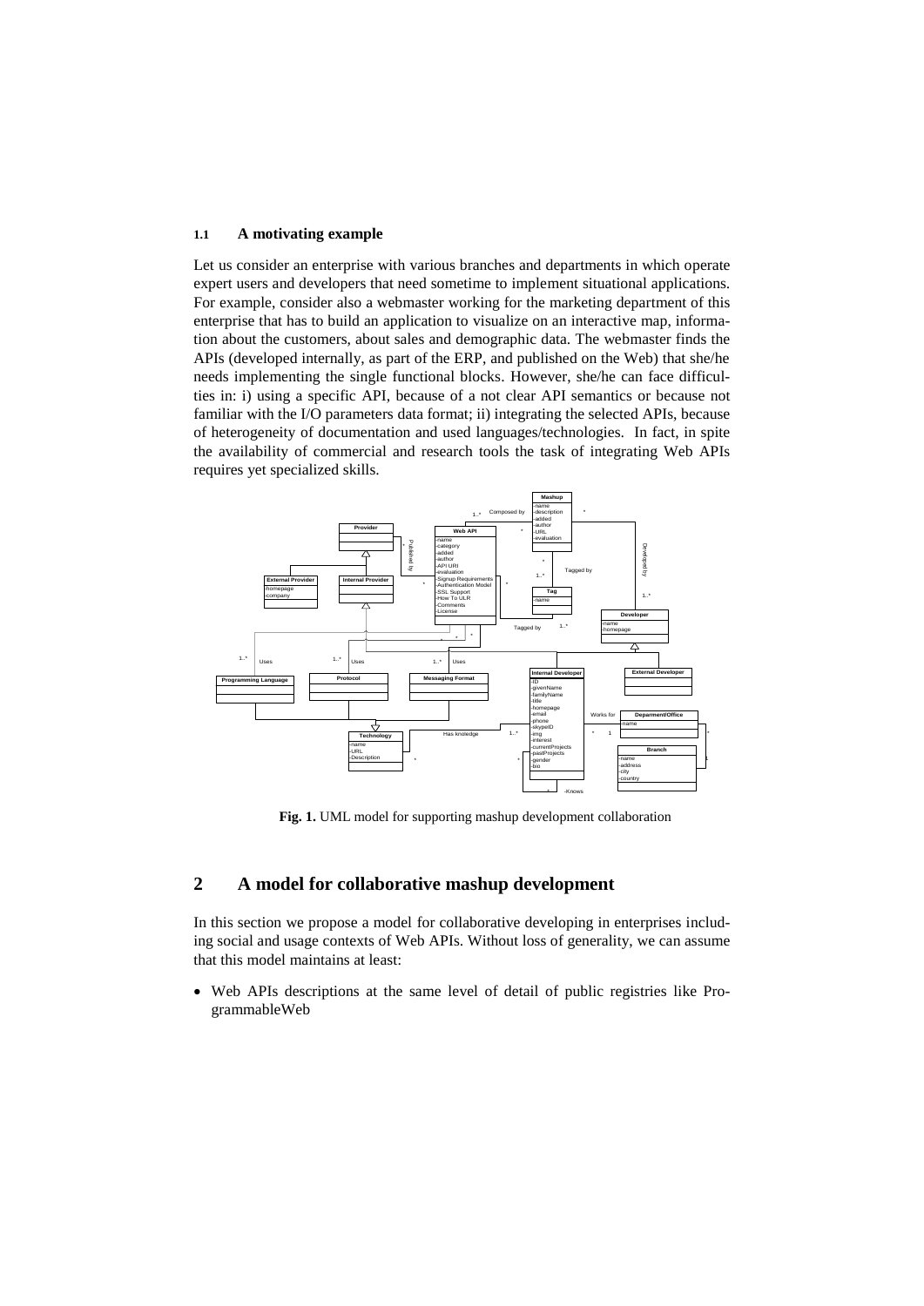### 1.1 A motivating example

Let us consider an enterprise with various branches and departments in which operate expert users and developers that need sometime to implement situational applications. For example, consider also a webmaster working for the marketing department of this enterprise that has to build an application to visualize on an interactive map, information about the customers, about sales and demographic data. The webmaster finds the APIs (developed internally, as part of the ERP, and published on the Web) that she/he needs implementing the single functional blocks. However, she/he can face difficulties in: i) using a specific API, because of a not clear API semantics or because not familiar with the I/O parameters data format; ii) integrating the selected APIs, because of heterogeneity of documentation and used languages/technologies. In fact, in spite the availability of commercial and research tools the task of integrating Web APIs requires yet specialized skills.

**Fig. 1.** UML model for supporting mashup development collaboration

## 2 A model for collaborative mashup development

In this section we propose a model for collaborative developing in enterprises including social and usage contexts of Web APIs. Without loss of generality, we can assume that this model maintains at least:

- Web APIs descriptions at the same level of detail of public registries like ProgrammableWeb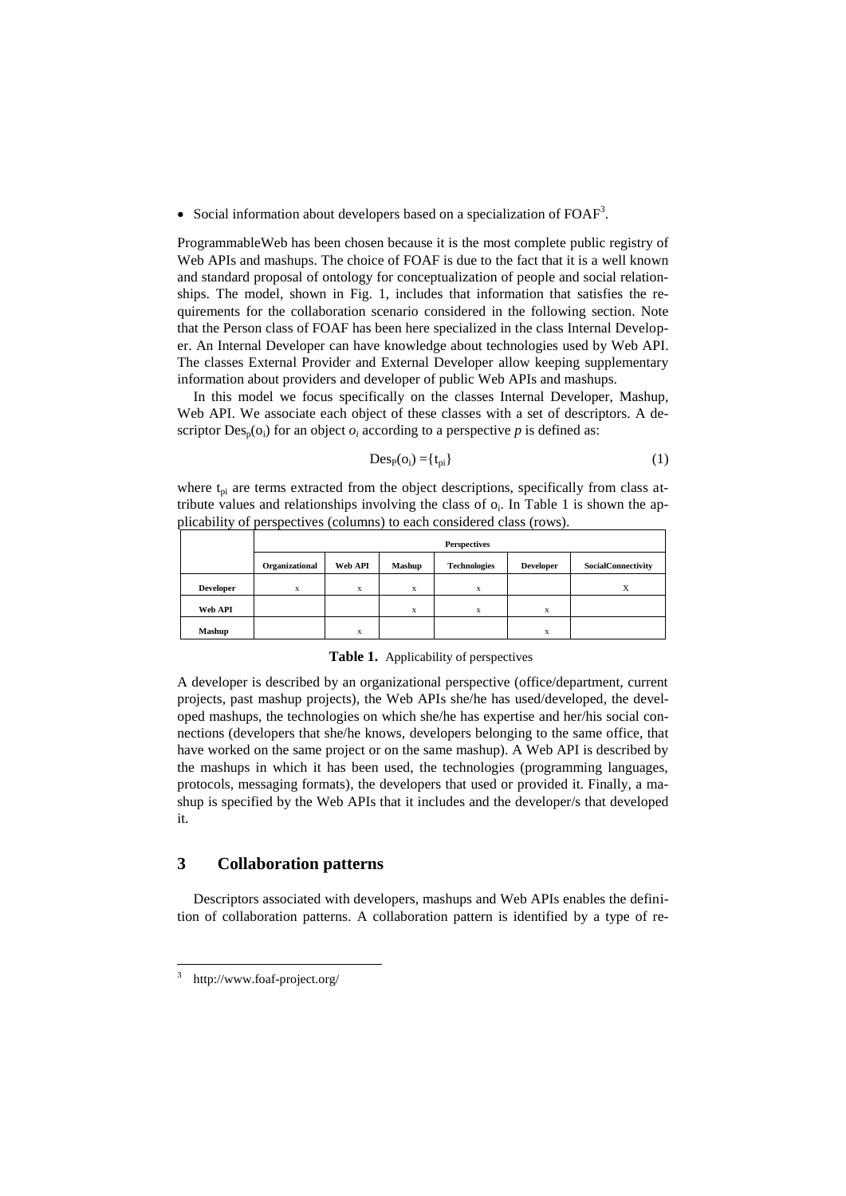- Social information about developers based on a specialization of FOAF[3].

ProgrammableWeb has been chosen because it is the most complete public registry of Web APIs and mashups. The choice of FOAF is due to the fact that it is a well known and standard proposal of ontology for conceptualization of people and social relationships. The model, shown in Fig. 1, includes that information that satisfies the requirements for the collaboration scenario considered in the following section. Note that the Person class of FOAF has been here specialized in the class Internal Developer. An Internal Developer can have knowledge about technologies used by Web API. The classes External Provider and External Developer allow keeping supplementary information about providers and developer of public Web APIs and mashups.

In this model we focus specifically on the classes Internal Developer, Mashup, Web API. We associate each object of these classes with a set of descriptors. A descriptor $Des_p(o_i)$ for an object $o_i$ according to a perspective $p$ is defined as:

$$Des_P(o_i) = \{t_{pi}\} \tag{1}$$

where $t_{pi}$ are terms extracted from the object descriptions, specifically from class attribute values and relationships involving the class of $o_i$. In Table 1 is shown the applicability of perspectives (columns) to each considered class (rows).

| | **Perspectives** | | | | | |
|---|---|---|---|---|---|---|
| | **Organizational** | **Web API** | **Mashup** | **Technologies** | **Developer** | **SocialConnectivity** |
| **Developer** | x | x | x | x | | X |
| **Web API** | | | x | x | x | |
| **Mashup** | | x | | | x | |

**Table 1.** Applicability of perspectives

A developer is described by an organizational perspective (office/department, current projects, past mashup projects), the Web APIs she/he has used/developed, the developed mashups, the technologies on which she/he has expertise and her/his social connections (developers that she/he knows, developers belonging to the same office, that have worked on the same project or on the same mashup). A Web API is described by the mashups in which it has been used, the technologies (programming languages, protocols, messaging formats), the developers that used or provided it. Finally, a mashup is specified by the Web APIs that it includes and the developer/s that developed it.

## 3 Collaboration patterns

Descriptors associated with developers, mashups and Web APIs enables the definition of collaboration patterns. A collaboration pattern is identified by a type of re-

---

[3] http://www.foaf-project.org/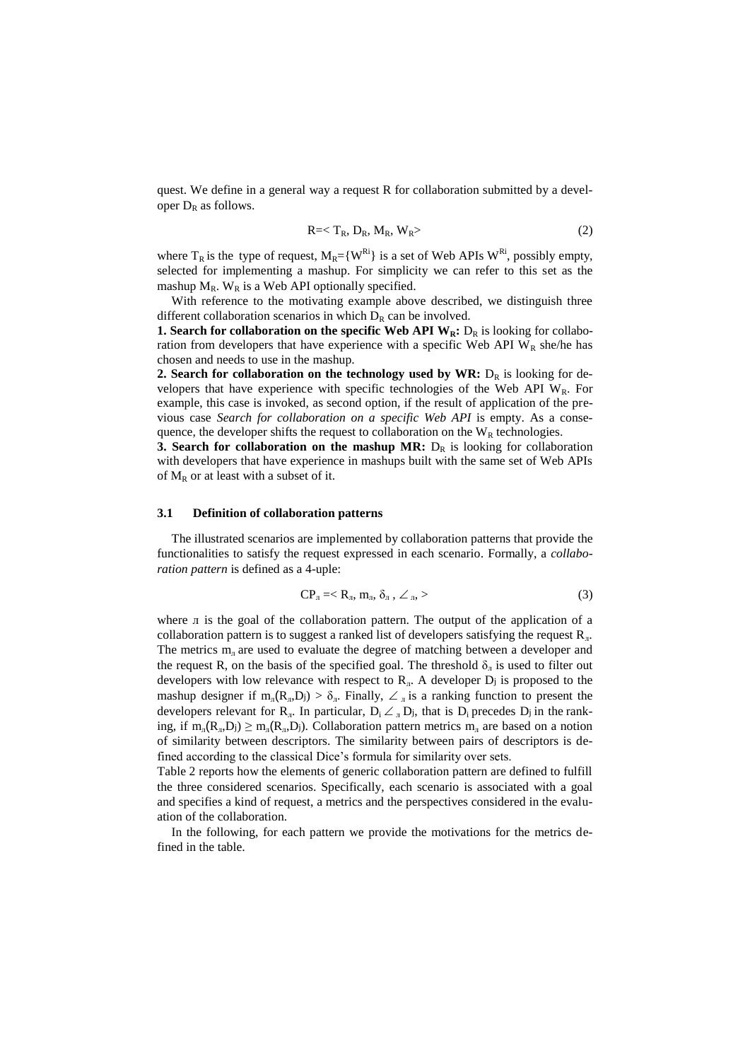quest. We define in a general way a request R for collaboration submitted by a developer $D_R$ as follows.

$$R = < T_R, D_R, M_R, W_R > \quad (2)$$

where $T_R$ is the type of request, $M_R=\{W^{Ri}\}$ is a set of Web APIs $W^{Ri}$, possibly empty, selected for implementing a mashup. For simplicity we can refer to this set as the mashup $M_R$. $W_R$ is a Web API optionally specified.

With reference to the motivating example above described, we distinguish three different collaboration scenarios in which $D_R$ can be involved.

**1. Search for collaboration on the specific Web API $W_R$:** $D_R$ is looking for collaboration from developers that have experience with a specific Web API $W_R$ she/he has chosen and needs to use in the mashup.

**2. Search for collaboration on the technology used by WR:** $D_R$ is looking for developers that have experience with specific technologies of the Web API $W_R$. For example, this case is invoked, as second option, if the result of application of the previous case *Search for collaboration on a specific Web API* is empty. As a consequence, the developer shifts the request to collaboration on the $W_R$ technologies.

**3. Search for collaboration on the mashup MR:** $D_R$ is looking for collaboration with developers that have experience in mashups built with the same set of Web APIs of $M_R$ or at least with a subset of it.

### 3.1 Definition of collaboration patterns

The illustrated scenarios are implemented by collaboration patterns that provide the functionalities to satisfy the request expressed in each scenario. Formally, a *collaboration pattern* is defined as a 4-uple:

$$CP_л = < R_л, m_л, \delta_л, \angle_л, > \quad (3)$$

where л is the goal of the collaboration pattern. The output of the application of a collaboration pattern is to suggest a ranked list of developers satisfying the request $R_л$. The metrics $m_л$ are used to evaluate the degree of matching between a developer and the request R, on the basis of the specified goal. The threshold $\delta_л$ is used to filter out developers with low relevance with respect to $R_л$. A developer $D_j$ is proposed to the mashup designer if $m_л(R_л,D_j) > \delta_л$. Finally, $\angle_л$ is a ranking function to present the developers relevant for $R_л$. In particular, $D_i \angle_л D_j$, that is $D_i$ precedes $D_j$ in the ranking, if $m_л(R_л,D_i) \geq m_л(R_л,D_j)$. Collaboration pattern metrics $m_л$ are based on a notion of similarity between descriptors. The similarity between pairs of descriptors is defined according to the classical Dice's formula for similarity over sets.

Table 2 reports how the elements of generic collaboration pattern are defined to fulfill the three considered scenarios. Specifically, each scenario is associated with a goal and specifies a kind of request, a metrics and the perspectives considered in the evaluation of the collaboration.

In the following, for each pattern we provide the motivations for the metrics defined in the table.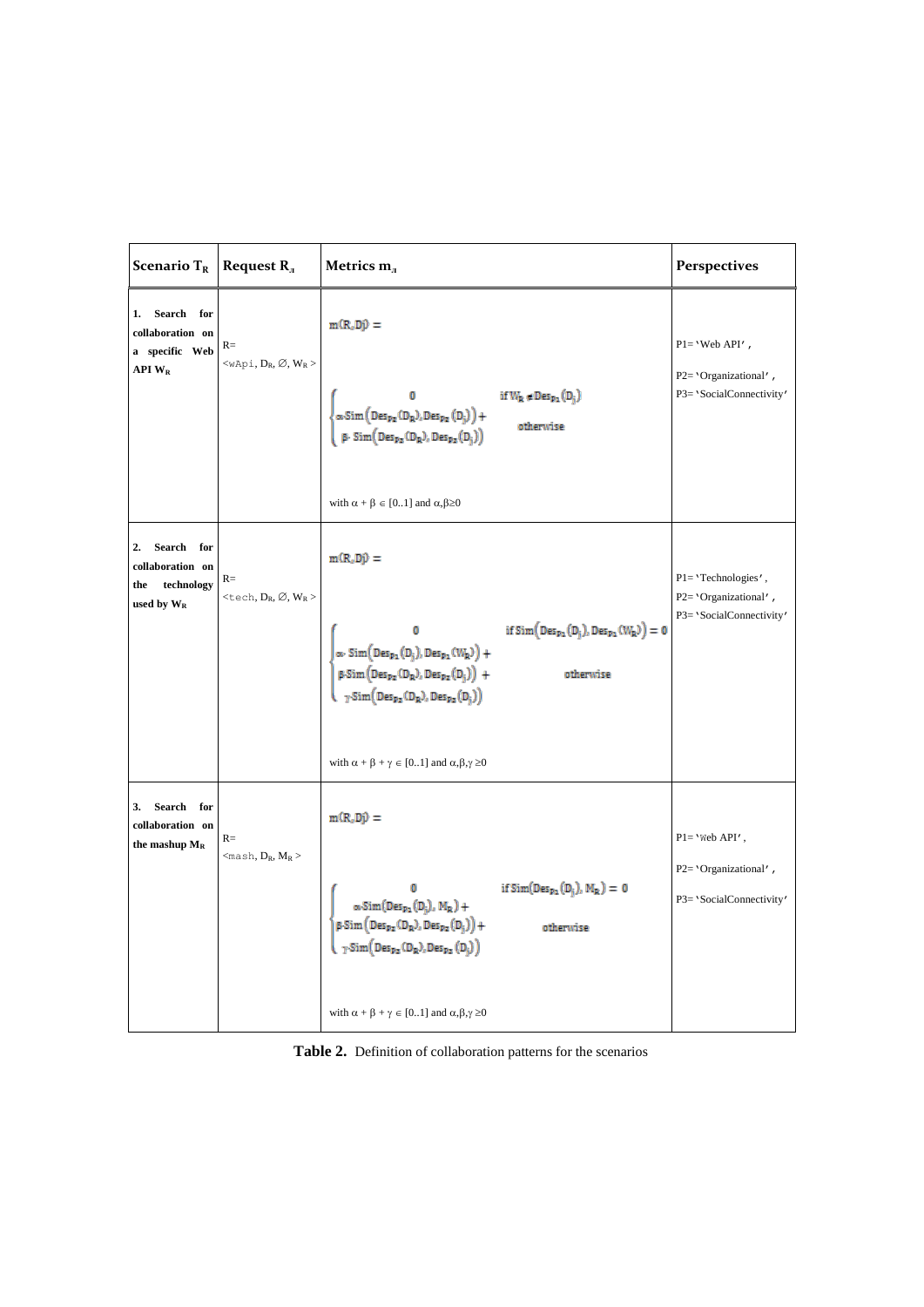| Scenario $T_R$ | Request $R_J$ | Metrics $m_J$ | Perspectives |
|---|---|---|---|
| **1. Search for collaboration on a specific Web API $W_R$** | R= <wApi, $D_R$, ∅, $W_R$ > | $m(R,Dj) = \begin{cases} 0 & \text{if } W_R \notin Des_{P1}(D_j) \\ \alpha \cdot Sim\left(Des_{P2}(D_R), Des_{P2}(D_j)\right) + \beta \cdot Sim\left(Des_{P3}(D_R), Des_{P3}(D_j)\right) & \text{otherwise} \end{cases}$ with $\alpha + \beta \in [0..1]$ and $\alpha,\beta \geq 0$ | P1= 'Web API', P2= 'Organizational', P3= 'SocialConnectivity' |
| **2. Search for collaboration on the technology used by $W_R$** | R= <tech, $D_R$, ∅, $W_R$ > | $m(R,Dj) = \begin{cases} 0 & \text{if } Sim\left(Des_{P1}(D_j), Des_{P1}(W_R)\right) = 0 \\ \alpha \cdot Sim\left(Des_{P1}(D_j), Des_{P1}(W_R)\right) + \beta \cdot Sim\left(Des_{P2}(D_R), Des_{P2}(D_j)\right) + \gamma \cdot Sim\left(Des_{P3}(D_R), Des_{P3}(D_j)\right) & \text{otherwise} \end{cases}$ with $\alpha + \beta + \gamma \in [0..1]$ and $\alpha,\beta,\gamma \geq 0$ | P1= 'Technologies', P2= 'Organizational', P3= 'SocialConnectivity' |
| **3. Search for collaboration on the mashup $M_R$** | R= <mash, $D_R$, $M_R$ > | $m(R,Dj) = \begin{cases} 0 & \text{if } Sim\left(Des_{P1}(D_j), M_R\right) = 0 \\ \alpha \cdot Sim\left(Des_{P1}(D_j), M_R\right) + \beta \cdot Sim\left(Des_{P2}(D_R), Des_{P2}(D_j)\right) + \gamma \cdot Sim\left(Des_{P3}(D_R), Des_{P3}(D_j)\right) & \text{otherwise} \end{cases}$ with $\alpha + \beta + \gamma \in [0..1]$ and $\alpha,\beta,\gamma \geq 0$ | P1= 'Web API', P2= 'Organizational', P3= 'SocialConnectivity' |

**Table 2.** Definition of collaboration patterns for the scenarios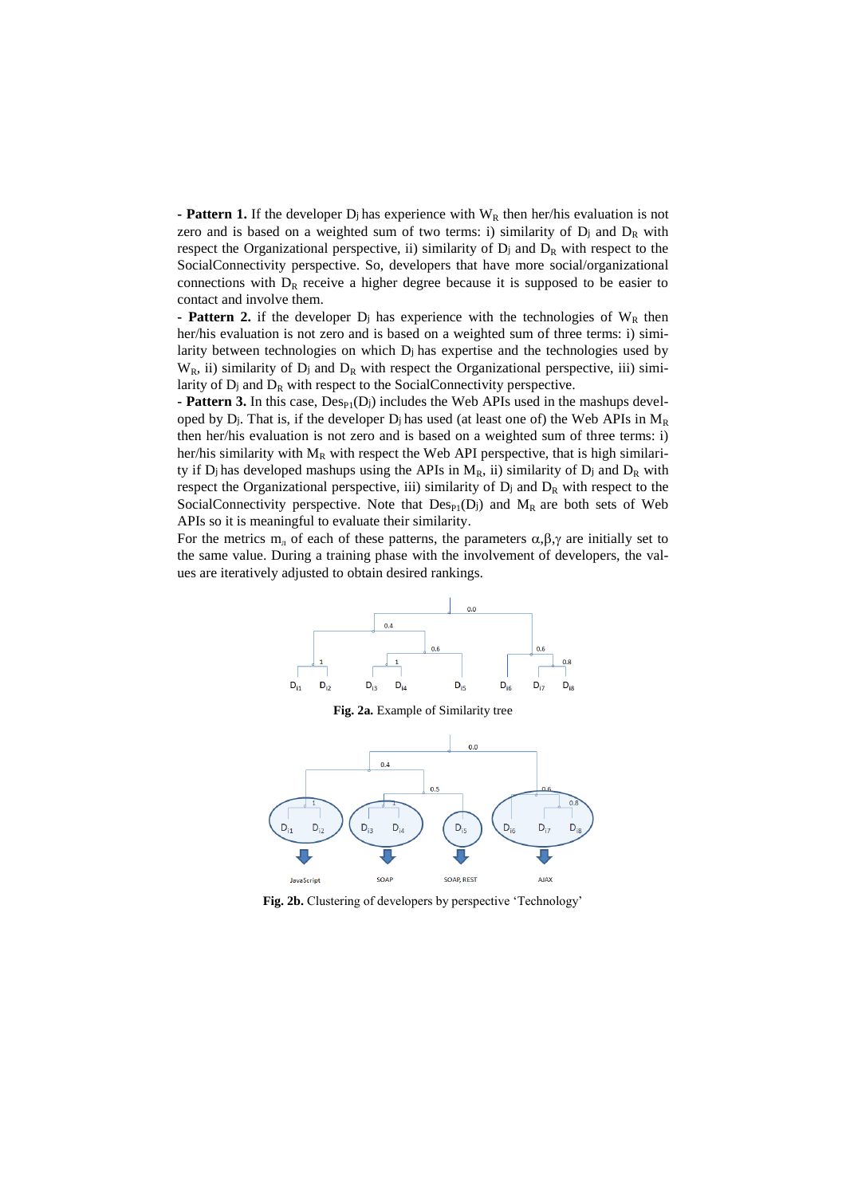- **Pattern 1.** If the developer $D_j$ has experience with $W_R$ then her/his evaluation is not zero and is based on a weighted sum of two terms: i) similarity of $D_j$ and $D_R$ with respect to the Organizational perspective, ii) similarity of $D_j$ and $D_R$ with respect to the SocialConnectivity perspective. So, developers that have more social/organizational connections with $D_R$ receive a higher degree because it is supposed to be easier to contact and involve them.

- **Pattern 2.** if the developer $D_j$ has experience with the technologies of $W_R$ then her/his evaluation is not zero and is based on a weighted sum of three terms: i) similarity between technologies on which $D_j$ has expertise and the technologies used by $W_R$, ii) similarity of $D_j$ and $D_R$ with respect the Organizational perspective, iii) similarity of $D_j$ and $D_R$ with respect to the SocialConnectivity perspective.

- **Pattern 3.** In this case, $Des_{P1}(D_j)$ includes the Web APIs used in the mashups developed by $D_j$. That is, if the developer $D_j$ has used (at least one of) the Web APIs in $M_R$ then her/his evaluation is not zero and is based on a weighted sum of three terms: i) her/his similarity with $M_R$ with respect the Web API perspective, that is high similarity if $D_j$ has developed mashups using the APIs in $M_R$, ii) similarity of $D_j$ and $D_R$ with respect the Organizational perspective, iii) similarity of $D_j$ and $D_R$ with respect to the SocialConnectivity perspective. Note that $Des_{P1}(D_j)$ and $M_R$ are both sets of Web APIs so it is meaningful to evaluate their similarity.

For the metrics $m_n$ of each of these patterns, the parameters $\alpha,\beta,\gamma$ are initially set to the same value. During a training phase with the involvement of developers, the values are iteratively adjusted to obtain desired rankings.

**Fig. 2a.** Example of Similarity tree

**Fig. 2b.** Clustering of developers by perspective 'Technology'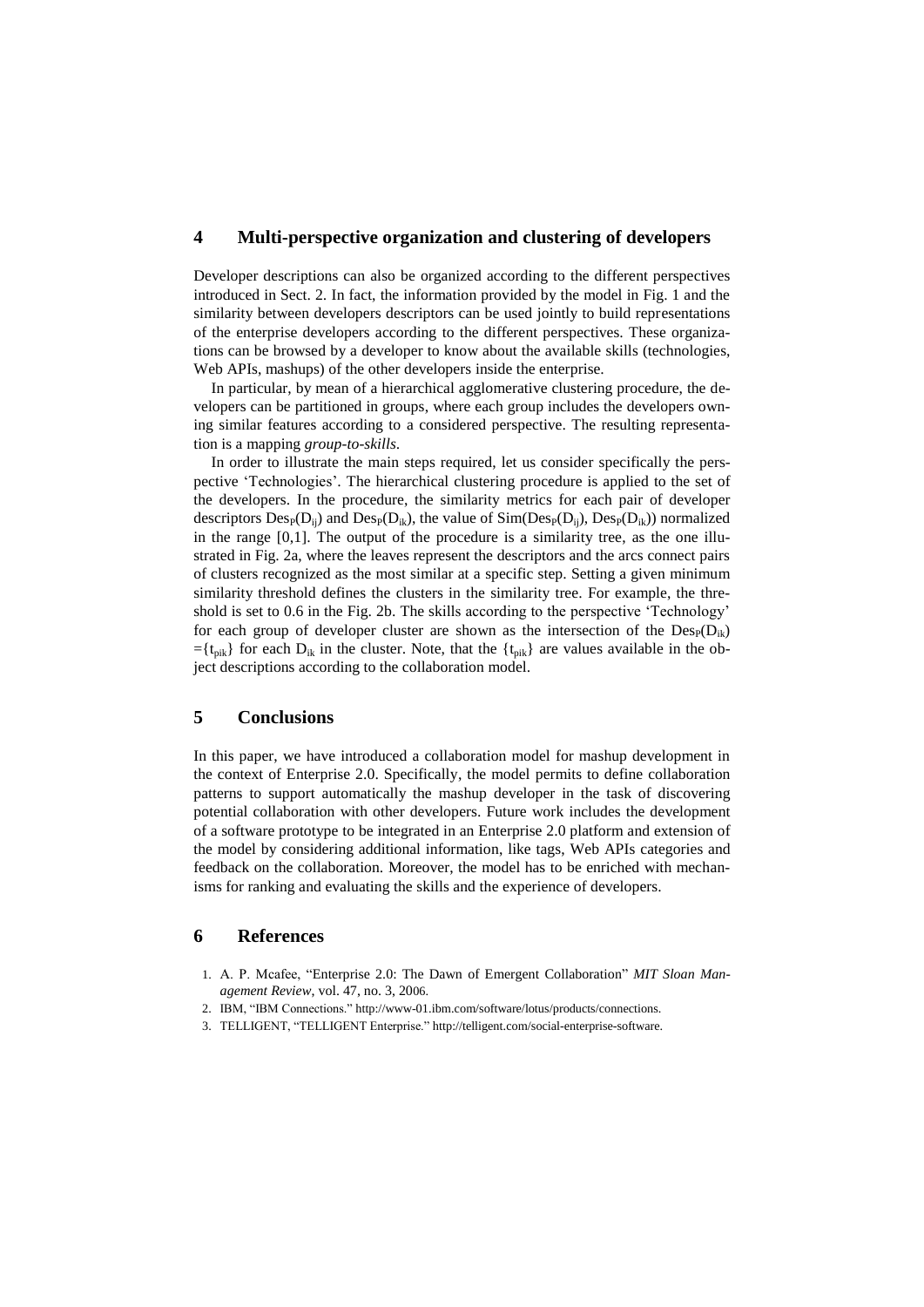## 4 Multi-perspective organization and clustering of developers

Developer descriptions can also be organized according to the different perspectives introduced in Sect. 2. In fact, the information provided by the model in Fig. 1 and the similarity between developers descriptors can be used jointly to build representations of the enterprise developers according to the different perspectives. These organizations can be browsed by a developer to know about the available skills (technologies, Web APIs, mashups) of the other developers inside the enterprise.

In particular, by mean of a hierarchical agglomerative clustering procedure, the developers can be partitioned in groups, where each group includes the developers owning similar features according to a considered perspective. The resulting representation is a mapping *group-to-skills*.

In order to illustrate the main steps required, let us consider specifically the perspective 'Technologies'. The hierarchical clustering procedure is applied to the set of the developers. In the procedure, the similarity metrics for each pair of developer descriptors $Des_P(D_{ij})$ and $Des_P(D_{ik})$, the value of $Sim(Des_P(D_{ij}), Des_P(D_{ik}))$ normalized in the range [0,1]. The output of the procedure is a similarity tree, as the one illustrated in Fig. 2a, where the leaves represent the descriptors and the arcs connect pairs of clusters recognized as the most similar at a specific step. Setting a given minimum similarity threshold defines the clusters in the similarity tree. For example, the threshold is set to 0.6 in the Fig. 2b. The skills according to the perspective 'Technology' for each group of developer cluster are shown as the intersection of the $Des_P(D_{ik}) = \{t_{pik}\}$ for each $D_{ik}$ in the cluster. Note, that the $\{t_{pik}\}$ are values available in the object descriptions according to the collaboration model.

## 5 Conclusions

In this paper, we have introduced a collaboration model for mashup development in the context of Enterprise 2.0. Specifically, the model permits to define collaboration patterns to support automatically the mashup developer in the task of discovering potential collaboration with other developers. Future work includes the development of a software prototype to be integrated in an Enterprise 2.0 platform and extension of the model by considering additional information, like tags, Web APIs categories and feedback on the collaboration. Moreover, the model has to be enriched with mechanisms for ranking and evaluating the skills and the experience of developers.

## 6 References

1. A. P. Mcafee, "Enterprise 2.0: The Dawn of Emergent Collaboration" *MIT Sloan Management Review*, vol. 47, no. 3, 2006.
2. IBM, "IBM Connections." http://www-01.ibm.com/software/lotus/products/connections.
3. TELLIGENT, "TELLIGENT Enterprise." http://telligent.com/social-enterprise-software.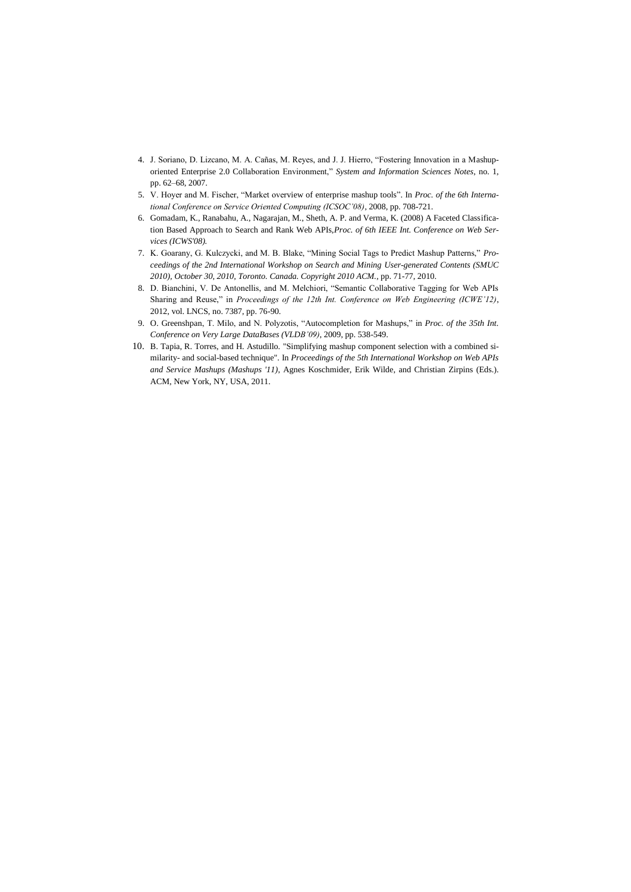4. J. Soriano, D. Lizcano, M. A. Cañas, M. Reyes, and J. J. Hierro, "Fostering Innovation in a Mashup-oriented Enterprise 2.0 Collaboration Environment," *System and Information Sciences Notes*, no. 1, pp. 62–68, 2007.
5. V. Hoyer and M. Fischer, "Market overview of enterprise mashup tools". In *Proc. of the 6th International Conference on Service Oriented Computing (ICSOC'08)*, 2008, pp. 708-721.
6. Gomadam, K., Ranabahu, A., Nagarajan, M., Sheth, A. P. and Verma, K. (2008) A Faceted Classification Based Approach to Search and Rank Web APIs,*Proc. of 6th IEEE Int. Conference on Web Services (ICWS'08).*
7. K. Goarany, G. Kulczycki, and M. B. Blake, "Mining Social Tags to Predict Mashup Patterns," *Proceedings of the 2nd International Workshop on Search and Mining User-generated Contents (SMUC 2010), October 30, 2010, Toronto. Canada. Copyright 2010 ACM.*, pp. 71-77, 2010.
8. D. Bianchini, V. De Antonellis, and M. Melchiori, "Semantic Collaborative Tagging for Web APIs Sharing and Reuse," in *Proceedings of the 12th Int. Conference on Web Engineering (ICWE'12)*, 2012, vol. LNCS, no. 7387, pp. 76-90.
9. O. Greenshpan, T. Milo, and N. Polyzotis, "Autocompletion for Mashups," in *Proc. of the 35th Int. Conference on Very Large DataBases (VLDB'09)*, 2009, pp. 538-549.
10. B. Tapia, R. Torres, and H. Astudillo. "Simplifying mashup component selection with a combined similarity- and social-based technique". In *Proceedings of the 5th International Workshop on Web APIs and Service Mashups (Mashups '11)*, Agnes Koschmider, Erik Wilde, and Christian Zirpins (Eds.). ACM, New York, NY, USA, 2011.